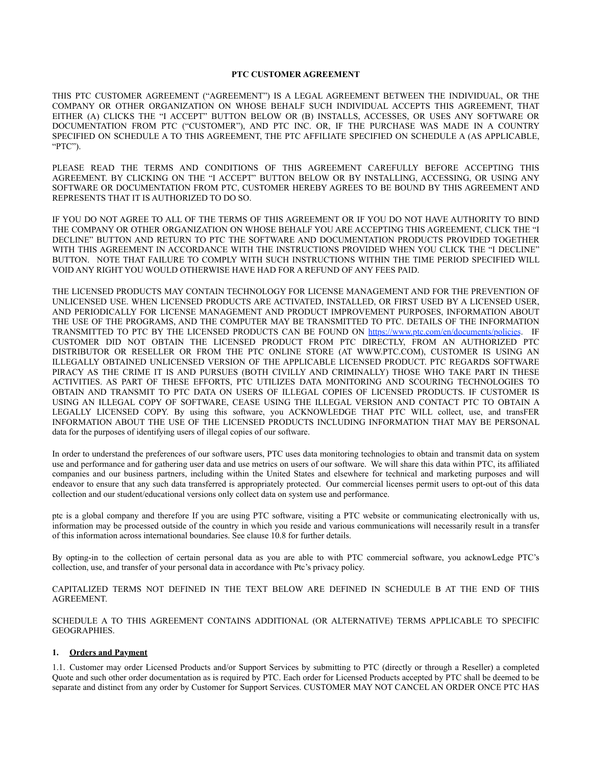# PTC CUSTOMER AGREEMENT

THIS PTC CUSTOMER AGREEMENT ("AGREEMENT") IS A LEGAL AGREEMENT BETWEEN THE INDIVIDUAL, OR THE COMPANY OR OTHER ORGANIZATION ON WHOSE BEHALF SUCH INDIVIDUAL ACCEPTS THIS AGREEMENT, THAT EITHER (A) CLICKS THE "I ACCEPT" BUTTON BELOW OR (B) INSTALLS, ACCESSES, OR USES ANY SOFTWARE OR DOCUMENTATION FROM PTC ("CUSTOMER"), AND PTC INC. OR, IF THE PURCHASE WAS MADE IN A COUNTRY SPECIFIED ON SCHEDULE A TO THIS AGREEMENT, THE PTC AFFILIATE SPECIFIED ON SCHEDULE A (AS APPLICABLE, "PTC").

PLEASE READ THE TERMS AND CONDITIONS OF THIS AGREEMENT CAREFULLY BEFORE ACCEPTING THIS AGREEMENT. BY CLICKING ON THE "I ACCEPT" BUTTON BELOW OR BY INSTALLING, ACCESSING, OR USING ANY SOFTWARE OR DOCUMENTATION FROM PTC, CUSTOMER HEREBY AGREES TO BE BOUND BY THIS AGREEMENT AND REPRESENTS THAT IT IS AUTHORIZED TO DO SO.

IF YOU DO NOT AGREE TO ALL OF THE TERMS OF THIS AGREEMENT OR IF YOU DO NOT HAVE AUTHORITY TO BIND THE COMPANY OR OTHER ORGANIZATION ON WHOSE BEHALF YOU ARE ACCEPTING THIS AGREEMENT, CLICK THE "I DECLINE" BUTTON AND RETURN TO PTC THE SOFTWARE AND DOCUMENTATION PRODUCTS PROVIDED TOGETHER WITH THIS AGREEMENT IN ACCORDANCE WITH THE INSTRUCTIONS PROVIDED WHEN YOU CLICK THE "I DECLINE" BUTTON. NOTE THAT FAILURE TO COMPLY WITH SUCH INSTRUCTIONS WITHIN THE TIME PERIOD SPECIFIED WILL VOID ANY RIGHT YOU WOULD OTHERWISE HAVE HAD FOR A REFUND OF ANY FEES PAID.

THE LICENSED PRODUCTS MAY CONTAIN TECHNOLOGY FOR LICENSE MANAGEMENT AND FOR THE PREVENTION OF UNLICENSED USE. WHEN LICENSED PRODUCTS ARE ACTIVATED, INSTALLED, OR FIRST USED BY A LICENSED USER, AND PERIODICALLY FOR LICENSE MANAGEMENT AND PRODUCT IMPROVEMENT PURPOSES, INFORMATION ABOUT THE USE OF THE PROGRAMS, AND THE COMPUTER MAY BE TRANSMITTED TO PTC. DETAILS OF THE INFORMATION TRANSMITTED TO PTC BY THE LICENSED PRODUCTS CAN BE FOUND ON [https://www.ptc.com/en/documents/policies](https://www.ptc.com/en/documents/policies). IF CUSTOMER DID NOT OBTAIN THE LICENSED PRODUCT FROM PTC DIRECTLY, FROM AN AUTHORIZED PTC DISTRIBUTOR OR RESELLER OR FROM THE PTC ONLINE STORE (AT WWW.PTC.COM), CUSTOMER IS USING AN ILLEGALLY OBTAINED UNLICENSED VERSION OF THE APPLICABLE LICENSED PRODUCT. PTC REGARDS SOFTWARE PIRACY AS THE CRIME IT IS AND PURSUES (BOTH CIVILLY AND CRIMINALLY) THOSE WHO TAKE PART IN THESE ACTIVITIES. AS PART OF THESE EFFORTS, PTC UTILIZES DATA MONITORING AND SCOURING TECHNOLOGIES TO OBTAIN AND TRANSMIT TO PTC DATA ON USERS OF ILLEGAL COPIES OF LICENSED PRODUCTS. IF CUSTOMER IS USING AN ILLEGAL COPY OF SOFTWARE, CEASE USING THE ILLEGAL VERSION AND CONTACT PTC TO OBTAIN A LEGALLY LICENSED COPY. By using this software, you ACKNOWLEDGE THAT PTC WILL collect, use, and transFER INFORMATION ABOUT THE USE OF THE LICENSED PRODUCTS INCLUDING INFORMATION THAT MAY BE PERSONAL data for the purposes of identifying users of illegal copies of our software.

In order to understand the preferences of our software users, PTC uses data monitoring technologies to obtain and transmit data on system use and performance and for gathering user data and use metrics on users of our software. We will share this data within PTC, its affiliated companies and our business partners, including within the United States and elsewhere for technical and marketing purposes and will endeavor to ensure that any such data transferred is appropriately protected. Our commercial licenses permit users to opt-out of this data collection and our student/educational versions only collect data on system use and performance.

ptc is a global company and therefore If you are using PTC software, visiting a PTC website or communicating electronically with us, information may be processed outside of the country in which you reside and various communications will necessarily result in a transfer of this information across international boundaries. See clause 10.8 for further details.

By opting-in to the collection of certain personal data as you are able to with PTC commercial software, you acknowLedge PTC's collection, use, and transfer of your personal data in accordance with Ptc's privacy policy.

CAPITALIZED TERMS NOT DEFINED IN THE TEXT BELOW ARE DEFINED IN SCHEDULE B AT THE END OF THIS AGREEMENT.

SCHEDULE A TO THIS AGREEMENT CONTAINS ADDITIONAL (OR ALTERNATIVE) TERMS APPLICABLE TO SPECIFIC GEOGRAPHIES.

## 1. Orders and Payment

1.1. Customer may order Licensed Products and/or Support Services by submitting to PTC (directly or through a Reseller) a completed Quote and such other order documentation as is required by PTC. Each order for Licensed Products accepted by PTC shall be deemed to be separate and distinct from any order by Customer for Support Services. CUSTOMER MAY NOT CANCEL AN ORDER ONCE PTC HAS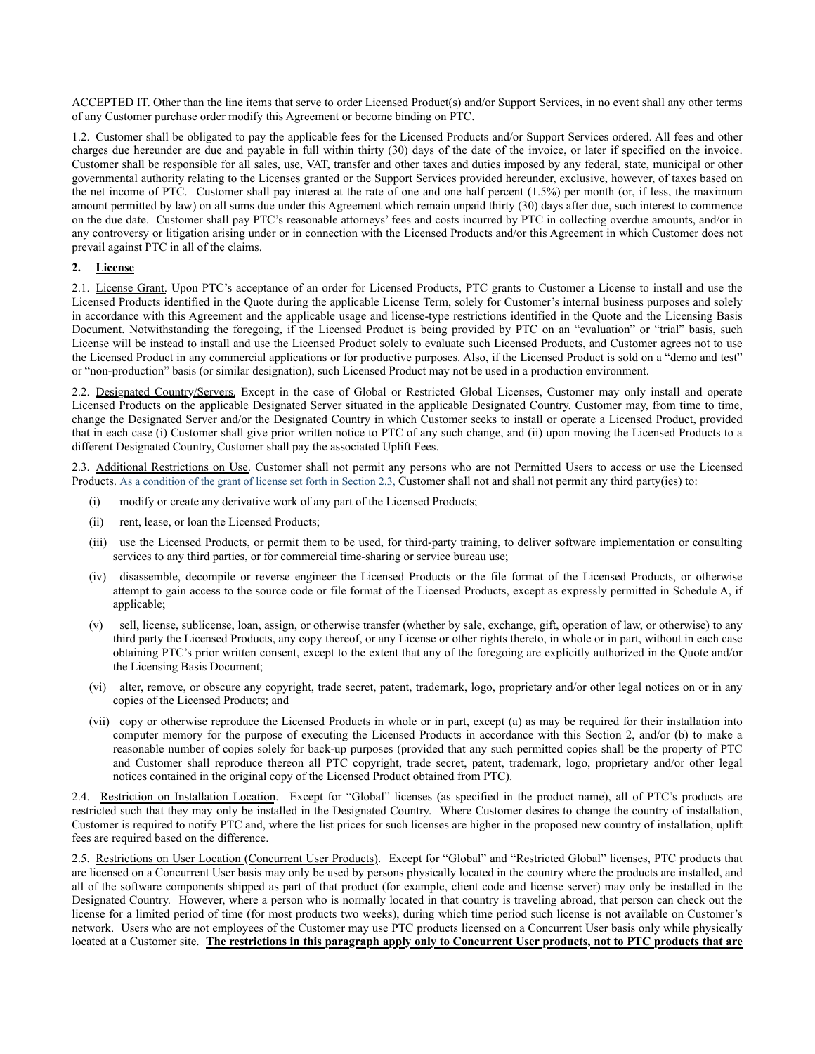ACCEPTED IT. Other than the line items that serve to order Licensed Product(s) and/or Support Services, in no event shall any other terms of any Customer purchase order modify this Agreement or become binding on PTC.

1.2. Customer shall be obligated to pay the applicable fees for the Licensed Products and/or Support Services ordered. All fees and other charges due hereunder are due and payable in full within thirty (30) days of the date of the invoice, or later if specified on the invoice. Customer shall be responsible for all sales, use, VAT, transfer and other taxes and duties imposed by any federal, state, municipal or other governmental authority relating to the Licenses granted or the Support Services provided hereunder, exclusive, however, of taxes based on the net income of PTC. Customer shall pay interest at the rate of one and one half percent (1.5%) per month (or, if less, the maximum amount permitted by law) on all sums due under this Agreement which remain unpaid thirty (30) days after due, such interest to commence on the due date. Customer shall pay PTC's reasonable attorneys' fees and costs incurred by PTC in collecting overdue amounts, and/or in any controversy or litigation arising under or in connection with the Licensed Products and/or this Agreement in which Customer does not prevail against PTC in all of the claims.

## 2. License

2.1. License Grant. Upon PTC's acceptance of an order for Licensed Products, PTC grants to Customer a License to install and use the Licensed Products identified in the Quote during the applicable License Term, solely for Customer's internal business purposes and solely in accordance with this Agreement and the applicable usage and license-type restrictions identified in the Quote and the Licensing Basis Document. Notwithstanding the foregoing, if the Licensed Product is being provided by PTC on an "evaluation" or "trial" basis, such License will be instead to install and use the Licensed Product solely to evaluate such Licensed Products, and Customer agrees not to use the Licensed Product in any commercial applications or for productive purposes. Also, if the Licensed Product is sold on a "demo and test" or "non-production" basis (or similar designation), such Licensed Product may not be used in a production environment.

2.2. Designated Country/Servers. Except in the case of Global or Restricted Global Licenses, Customer may only install and operate Licensed Products on the applicable Designated Server situated in the applicable Designated Country. Customer may, from time to time, change the Designated Server and/or the Designated Country in which Customer seeks to install or operate a Licensed Product, provided that in each case (i) Customer shall give prior written notice to PTC of any such change, and (ii) upon moving the Licensed Products to a different Designated Country, Customer shall pay the associated Uplift Fees.

2.3. Additional Restrictions on Use. Customer shall not permit any persons who are not Permitted Users to access or use the Licensed Products. As a condition of the grant of license set forth in Section 2.3, Customer shall not and shall not permit any third party(ies) to:

(i) modify or create any derivative work of any part of the Licensed Products;

(ii) rent, lease, or loan the Licensed Products;

(iii) use the Licensed Products, or permit them to be used, for third-party training, to deliver software implementation or consulting services to any third parties, or for commercial time-sharing or service bureau use;

(iv) disassemble, decompile or reverse engineer the Licensed Products or the file format of the Licensed Products, or otherwise attempt to gain access to the source code or file format of the Licensed Products, except as expressly permitted in Schedule A, if applicable;

(v) sell, license, sublicense, loan, assign, or otherwise transfer (whether by sale, exchange, gift, operation of law, or otherwise) to any third party the Licensed Products, any copy thereof, or any License or other rights thereto, in whole or in part, without in each case obtaining PTC's prior written consent, except to the extent that any of the foregoing are explicitly authorized in the Quote and/or the Licensing Basis Document;

(vi) alter, remove, or obscure any copyright, trade secret, patent, trademark, logo, proprietary and/or other legal notices on or in any copies of the Licensed Products; and

(vii) copy or otherwise reproduce the Licensed Products in whole or in part, except (a) as may be required for their installation into computer memory for the purpose of executing the Licensed Products in accordance with this Section 2, and/or (b) to make a reasonable number of copies solely for back-up purposes (provided that any such permitted copies shall be the property of PTC and Customer shall reproduce thereon all PTC copyright, trade secret, patent, trademark, logo, proprietary and/or other legal notices contained in the original copy of the Licensed Product obtained from PTC).

2.4. Restriction on Installation Location. Except for "Global" licenses (as specified in the product name), all of PTC's products are restricted such that they may only be installed in the Designated Country. Where Customer desires to change the country of installation, Customer is required to notify PTC and, where the list prices for such licenses are higher in the proposed new country of installation, uplift fees are required based on the difference.

2.5. Restrictions on User Location (Concurrent User Products). Except for "Global" and "Restricted Global" licenses, PTC products that are licensed on a Concurrent User basis may only be used by persons physically located in the country where the products are installed, and all of the software components shipped as part of that product (for example, client code and license server) may only be installed in the Designated Country. However, where a person who is normally located in that country is traveling abroad, that person can check out the license for a limited period of time (for most products two weeks), during which time period such license is not available on Customer's network. Users who are not employees of the Customer may use PTC products licensed on a Concurrent User basis only while physically located at a Customer site. **The restrictions in this paragraph apply only to Concurrent User products, not to PTC products that are**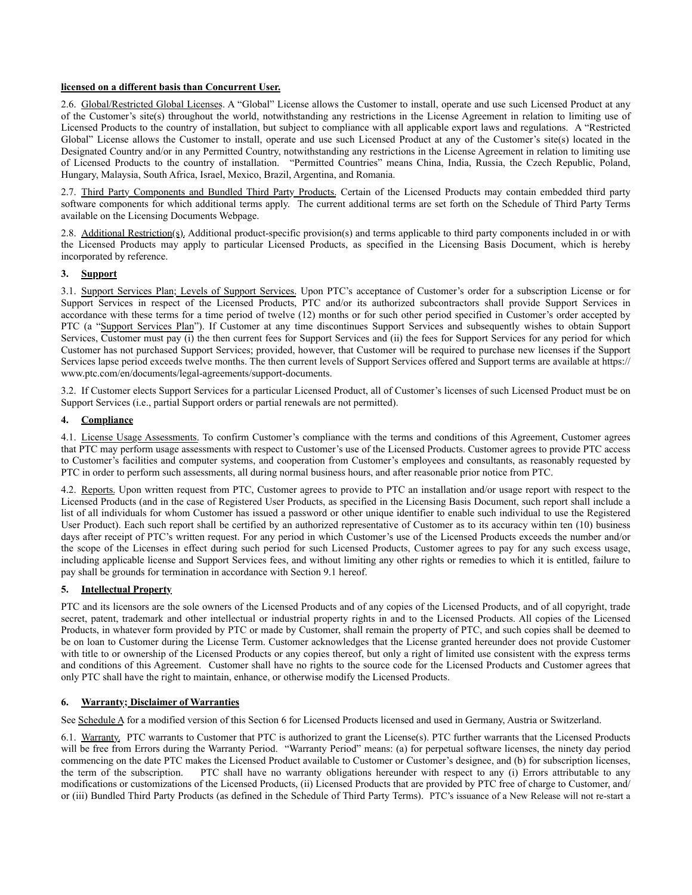**licensed on a different basis than Concurrent User.**

2.6. Global/Restricted Global Licenses. A "Global" License allows the Customer to install, operate and use such Licensed Product at any of the Customer's site(s) throughout the world, notwithstanding any restrictions in the License Agreement in relation to limiting use of Licensed Products to the country of installation, but subject to compliance with all applicable export laws and regulations. A "Restricted Global" License allows the Customer to install, operate and use such Licensed Product at any of the Customer's site(s) located in the Designated Country and/or in any Permitted Country, notwithstanding any restrictions in the License Agreement in relation to limiting use of Licensed Products to the country of installation. "Permitted Countries" means China, India, Russia, the Czech Republic, Poland, Hungary, Malaysia, South Africa, Israel, Mexico, Brazil, Argentina, and Romania.

2.7. Third Party Components and Bundled Third Party Products. Certain of the Licensed Products may contain embedded third party software components for which additional terms apply. The current additional terms are set forth on the Schedule of Third Party Terms available on the Licensing Documents Webpage.

2.8. Additional Restriction(s). Additional product-specific provision(s) and terms applicable to third party components included in or with the Licensed Products may apply to particular Licensed Products, as specified in the Licensing Basis Document, which is hereby incorporated by reference.

## 3. Support

3.1. Support Services Plan; Levels of Support Services. Upon PTC's acceptance of Customer's order for a subscription License or for Support Services in respect of the Licensed Products, PTC and/or its authorized subcontractors shall provide Support Services in accordance with these terms for a time period of twelve (12) months or for such other period specified in Customer's order accepted by PTC (a "Support Services Plan"). If Customer at any time discontinues Support Services and subsequently wishes to obtain Support Services, Customer must pay (i) the then current fees for Support Services and (ii) the fees for Support Services for any period for which Customer has not purchased Support Services; provided, however, that Customer will be required to purchase new licenses if the Support Services lapse period exceeds twelve months. The then current levels of Support Services offered and Support terms are available at https://www.ptc.com/en/documents/legal-agreements/support-documents.

3.2. If Customer elects Support Services for a particular Licensed Product, all of Customer's licenses of such Licensed Product must be on Support Services (i.e., partial Support orders or partial renewals are not permitted).

## 4. Compliance

4.1. License Usage Assessments. To confirm Customer's compliance with the terms and conditions of this Agreement, Customer agrees that PTC may perform usage assessments with respect to Customer's use of the Licensed Products. Customer agrees to provide PTC access to Customer's facilities and computer systems, and cooperation from Customer's employees and consultants, as reasonably requested by PTC in order to perform such assessments, all during normal business hours, and after reasonable prior notice from PTC.

4.2. Reports. Upon written request from PTC, Customer agrees to provide to PTC an installation and/or usage report with respect to the Licensed Products (and in the case of Registered User Products, as specified in the Licensing Basis Document, such report shall include a list of all individuals for whom Customer has issued a password or other unique identifier to enable such individual to use the Registered User Product). Each such report shall be certified by an authorized representative of Customer as to its accuracy within ten (10) business days after receipt of PTC's written request. For any period in which Customer's use of the Licensed Products exceeds the number and/or the scope of the Licenses in effect during such period for such Licensed Products, Customer agrees to pay for any such excess usage, including applicable license and Support Services fees, and without limiting any other rights or remedies to which it is entitled, failure to pay shall be grounds for termination in accordance with Section 9.1 hereof.

## 5. Intellectual Property

PTC and its licensors are the sole owners of the Licensed Products and of any copies of the Licensed Products, and of all copyright, trade secret, patent, trademark and other intellectual or industrial property rights in and to the Licensed Products. All copies of the Licensed Products, in whatever form provided by PTC or made by Customer, shall remain the property of PTC, and such copies shall be deemed to be on loan to Customer during the License Term. Customer acknowledges that the License granted hereunder does not provide Customer with title to or ownership of the Licensed Products or any copies thereof, but only a right of limited use consistent with the express terms and conditions of this Agreement. Customer shall have no rights to the source code for the Licensed Products and Customer agrees that only PTC shall have the right to maintain, enhance, or otherwise modify the Licensed Products.

## 6. Warranty; Disclaimer of Warranties

See Schedule A for a modified version of this Section 6 for Licensed Products licensed and used in Germany, Austria or Switzerland.

6.1. Warranty. PTC warrants to Customer that PTC is authorized to grant the License(s). PTC further warrants that the Licensed Products will be free from Errors during the Warranty Period. "Warranty Period" means: (a) for perpetual software licenses, the ninety day period commencing on the date PTC makes the Licensed Product available to Customer or Customer's designee, and (b) for subscription licenses, the term of the subscription. PTC shall have no warranty obligations hereunder with respect to any (i) Errors attributable to any modifications or customizations of the Licensed Products, (ii) Licensed Products that are provided by PTC free of charge to Customer, and/or (iii) Bundled Third Party Products (as defined in the Schedule of Third Party Terms). PTC's issuance of a New Release will not re-start a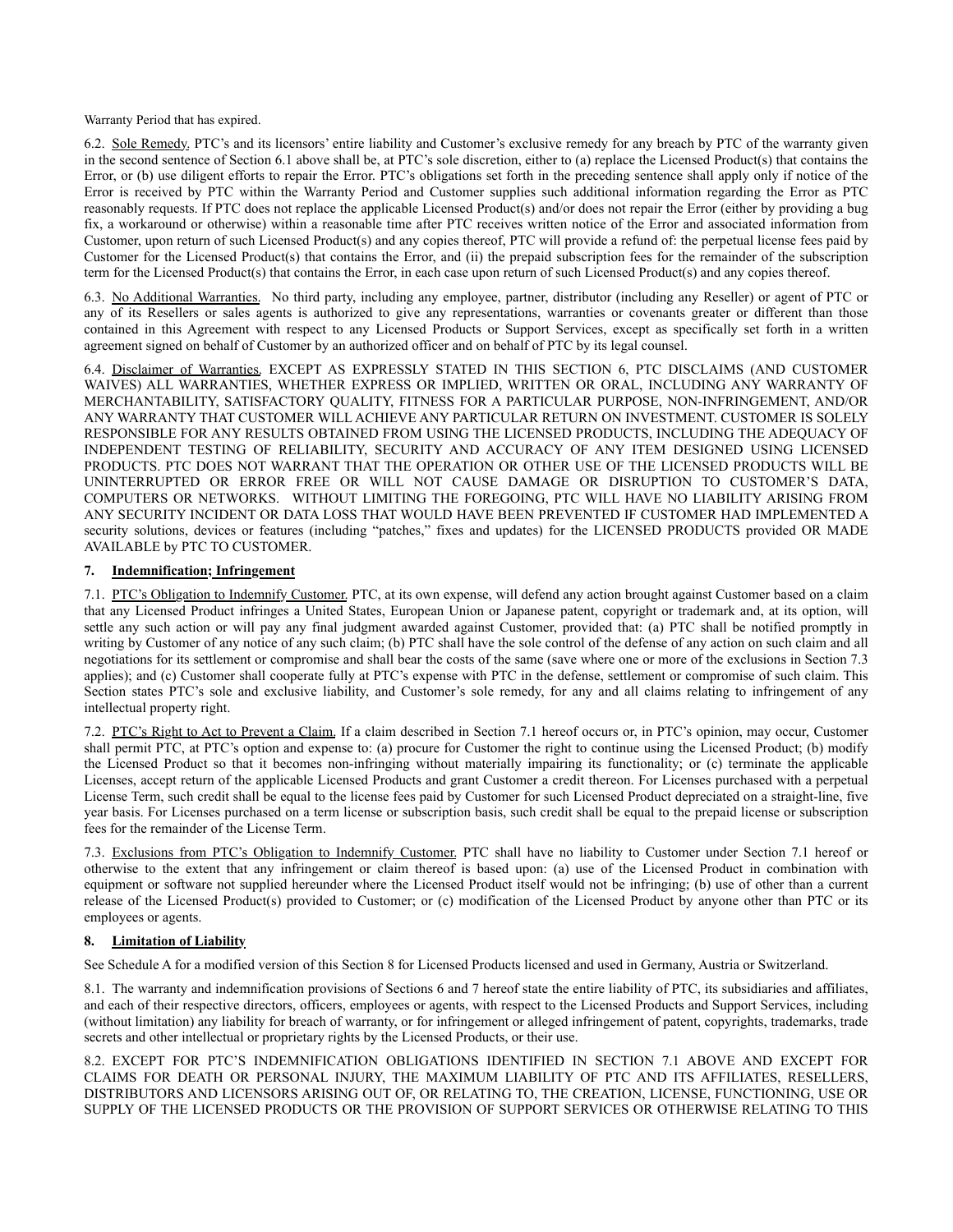Warranty Period that has expired.

6.2. Sole Remedy. PTC's and its licensors' entire liability and Customer's exclusive remedy for any breach by PTC of the warranty given in the second sentence of Section 6.1 above shall be, at PTC's sole discretion, either to (a) replace the Licensed Product(s) that contains the Error, or (b) use diligent efforts to repair the Error. PTC's obligations set forth in the preceding sentence shall apply only if notice of the Error is received by PTC within the Warranty Period and Customer supplies such additional information regarding the Error as PTC reasonably requests. If PTC does not replace the applicable Licensed Product(s) and/or does not repair the Error (either by providing a bug fix, a workaround or otherwise) within a reasonable time after PTC receives written notice of the Error and associated information from Customer, upon return of such Licensed Product(s) and any copies thereof, PTC will provide a refund of: the perpetual license fees paid by Customer for the Licensed Product(s) that contains the Error, and (ii) the prepaid subscription fees for the remainder of the subscription term for the Licensed Product(s) that contains the Error, in each case upon return of such Licensed Product(s) and any copies thereof.

6.3. No Additional Warranties. No third party, including any employee, partner, distributor (including any Reseller) or agent of PTC or any of its Resellers or sales agents is authorized to give any representations, warranties or covenants greater or different than those contained in this Agreement with respect to any Licensed Products or Support Services, except as specifically set forth in a written agreement signed on behalf of Customer by an authorized officer and on behalf of PTC by its legal counsel.

6.4. Disclaimer of Warranties. EXCEPT AS EXPRESSLY STATED IN THIS SECTION 6, PTC DISCLAIMS (AND CUSTOMER WAIVES) ALL WARRANTIES, WHETHER EXPRESS OR IMPLIED, WRITTEN OR ORAL, INCLUDING ANY WARRANTY OF MERCHANTABILITY, SATISFACTORY QUALITY, FITNESS FOR A PARTICULAR PURPOSE, NON-INFRINGEMENT, AND/OR ANY WARRANTY THAT CUSTOMER WILL ACHIEVE ANY PARTICULAR RETURN ON INVESTMENT. CUSTOMER IS SOLELY RESPONSIBLE FOR ANY RESULTS OBTAINED FROM USING THE LICENSED PRODUCTS, INCLUDING THE ADEQUACY OF INDEPENDENT TESTING OF RELIABILITY, SECURITY AND ACCURACY OF ANY ITEM DESIGNED USING LICENSED PRODUCTS. PTC DOES NOT WARRANT THAT THE OPERATION OR OTHER USE OF THE LICENSED PRODUCTS WILL BE UNINTERRUPTED OR ERROR FREE OR WILL NOT CAUSE DAMAGE OR DISRUPTION TO CUSTOMER'S DATA, COMPUTERS OR NETWORKS. WITHOUT LIMITING THE FOREGOING, PTC WILL HAVE NO LIABILITY ARISING FROM ANY SECURITY INCIDENT OR DATA LOSS THAT WOULD HAVE BEEN PREVENTED IF CUSTOMER HAD IMPLEMENTED A security solutions, devices or features (including "patches," fixes and updates) for the LICENSED PRODUCTS provided OR MADE AVAILABLE by PTC TO CUSTOMER.

## 7. Indemnification; Infringement

7.1. PTC's Obligation to Indemnify Customer. PTC, at its own expense, will defend any action brought against Customer based on a claim that any Licensed Product infringes a United States, European Union or Japanese patent, copyright or trademark and, at its option, will settle any such action or will pay any final judgment awarded against Customer, provided that: (a) PTC shall be notified promptly in writing by Customer of any notice of any such claim; (b) PTC shall have the sole control of the defense of any action on such claim and all negotiations for its settlement or compromise and shall bear the costs of the same (save where one or more of the exclusions in Section 7.3 applies); and (c) Customer shall cooperate fully at PTC's expense with PTC in the defense, settlement or compromise of such claim. This Section states PTC's sole and exclusive liability, and Customer's sole remedy, for any and all claims relating to infringement of any intellectual property right.

7.2. PTC's Right to Act to Prevent a Claim. If a claim described in Section 7.1 hereof occurs or, in PTC's opinion, may occur, Customer shall permit PTC, at PTC's option and expense to: (a) procure for Customer the right to continue using the Licensed Product; (b) modify the Licensed Product so that it becomes non-infringing without materially impairing its functionality; or (c) terminate the applicable Licenses, accept return of the applicable Licensed Products and grant Customer a credit thereon. For Licenses purchased with a perpetual License Term, such credit shall be equal to the license fees paid by Customer for such Licensed Product depreciated on a straight-line, five year basis. For Licenses purchased on a term license or subscription basis, such credit shall be equal to the prepaid license or subscription fees for the remainder of the License Term.

7.3. Exclusions from PTC's Obligation to Indemnify Customer. PTC shall have no liability to Customer under Section 7.1 hereof or otherwise to the extent that any infringement or claim thereof is based upon: (a) use of the Licensed Product in combination with equipment or software not supplied hereunder where the Licensed Product itself would not be infringing; (b) use of other than a current release of the Licensed Product(s) provided to Customer; or (c) modification of the Licensed Product by anyone other than PTC or its employees or agents.

## 8. Limitation of Liability

See Schedule A for a modified version of this Section 8 for Licensed Products licensed and used in Germany, Austria or Switzerland.

8.1. The warranty and indemnification provisions of Sections 6 and 7 hereof state the entire liability of PTC, its subsidiaries and affiliates, and each of their respective directors, officers, employees or agents, with respect to the Licensed Products and Support Services, including (without limitation) any liability for breach of warranty, or for infringement or alleged infringement of patent, copyrights, trademarks, trade secrets and other intellectual or proprietary rights by the Licensed Products, or their use.

8.2. EXCEPT FOR PTC'S INDEMNIFICATION OBLIGATIONS IDENTIFIED IN SECTION 7.1 ABOVE AND EXCEPT FOR CLAIMS FOR DEATH OR PERSONAL INJURY, THE MAXIMUM LIABILITY OF PTC AND ITS AFFILIATES, RESELLERS, DISTRIBUTORS AND LICENSORS ARISING OUT OF, OR RELATING TO, THE CREATION, LICENSE, FUNCTIONING, USE OR SUPPLY OF THE LICENSED PRODUCTS OR THE PROVISION OF SUPPORT SERVICES OR OTHERWISE RELATING TO THIS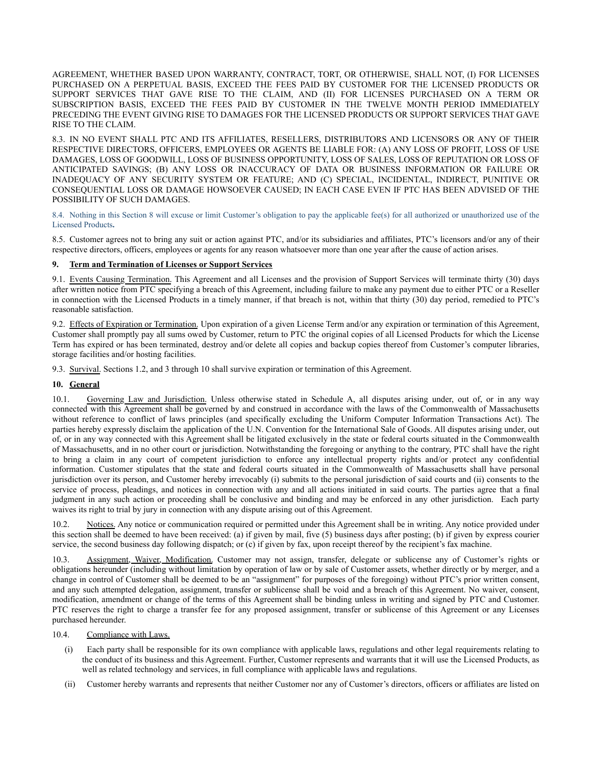AGREEMENT, WHETHER BASED UPON WARRANTY, CONTRACT, TORT, OR OTHERWISE, SHALL NOT, (I) FOR LICENSES PURCHASED ON A PERPETUAL BASIS, EXCEED THE FEES PAID BY CUSTOMER FOR THE LICENSED PRODUCTS OR SUPPORT SERVICES THAT GAVE RISE TO THE CLAIM, AND (II) FOR LICENSES PURCHASED ON A TERM OR SUBSCRIPTION BASIS, EXCEED THE FEES PAID BY CUSTOMER IN THE TWELVE MONTH PERIOD IMMEDIATELY PRECEDING THE EVENT GIVING RISE TO DAMAGES FOR THE LICENSED PRODUCTS OR SUPPORT SERVICES THAT GAVE RISE TO THE CLAIM.

8.3. IN NO EVENT SHALL PTC AND ITS AFFILIATES, RESELLERS, DISTRIBUTORS AND LICENSORS OR ANY OF THEIR RESPECTIVE DIRECTORS, OFFICERS, EMPLOYEES OR AGENTS BE LIABLE FOR: (A) ANY LOSS OF PROFIT, LOSS OF USE DAMAGES, LOSS OF GOODWILL, LOSS OF BUSINESS OPPORTUNITY, LOSS OF SALES, LOSS OF REPUTATION OR LOSS OF ANTICIPATED SAVINGS; (B) ANY LOSS OR INACCURACY OF DATA OR BUSINESS INFORMATION OR FAILURE OR INADEQUACY OF ANY SECURITY SYSTEM OR FEATURE; AND (C) SPECIAL, INCIDENTAL, INDIRECT, PUNITIVE OR CONSEQUENTIAL LOSS OR DAMAGE HOWSOEVER CAUSED; IN EACH CASE EVEN IF PTC HAS BEEN ADVISED OF THE POSSIBILITY OF SUCH DAMAGES.

8.4. Nothing in this Section 8 will excuse or limit Customer's obligation to pay the applicable fee(s) for all authorized or unauthorized use of the Licensed Products**.**

8.5. Customer agrees not to bring any suit or action against PTC, and/or its subsidiaries and affiliates, PTC's licensors and/or any of their respective directors, officers, employees or agents for any reason whatsoever more than one year after the cause of action arises.

## 9. Term and Termination of Licenses or Support Services

9.1. Events Causing Termination. This Agreement and all Licenses and the provision of Support Services will terminate thirty (30) days after written notice from PTC specifying a breach of this Agreement, including failure to make any payment due to either PTC or a Reseller in connection with the Licensed Products in a timely manner, if that breach is not, within that thirty (30) day period, remedied to PTC's reasonable satisfaction.

9.2. Effects of Expiration or Termination. Upon expiration of a given License Term and/or any expiration or termination of this Agreement, Customer shall promptly pay all sums owed by Customer, return to PTC the original copies of all Licensed Products for which the License Term has expired or has been terminated, destroy and/or delete all copies and backup copies thereof from Customer's computer libraries, storage facilities and/or hosting facilities.

9.3. Survival. Sections 1.2, and 3 through 10 shall survive expiration or termination of this Agreement.

## 10. General

10.1. Governing Law and Jurisdiction. Unless otherwise stated in Schedule A, all disputes arising under, out of, or in any way connected with this Agreement shall be governed by and construed in accordance with the laws of the Commonwealth of Massachusetts without reference to conflict of laws principles (and specifically excluding the Uniform Computer Information Transactions Act). The parties hereby expressly disclaim the application of the U.N. Convention for the International Sale of Goods. All disputes arising under, out of, or in any way connected with this Agreement shall be litigated exclusively in the state or federal courts situated in the Commonwealth of Massachusetts, and in no other court or jurisdiction. Notwithstanding the foregoing or anything to the contrary, PTC shall have the right to bring a claim in any court of competent jurisdiction to enforce any intellectual property rights and/or protect any confidential information. Customer stipulates that the state and federal courts situated in the Commonwealth of Massachusetts shall have personal jurisdiction over its person, and Customer hereby irrevocably (i) submits to the personal jurisdiction of said courts and (ii) consents to the service of process, pleadings, and notices in connection with any and all actions initiated in said courts. The parties agree that a final judgment in any such action or proceeding shall be conclusive and binding and may be enforced in any other jurisdiction. Each party waives its right to trial by jury in connection with any dispute arising out of this Agreement.

10.2. Notices. Any notice or communication required or permitted under this Agreement shall be in writing. Any notice provided under this section shall be deemed to have been received: (a) if given by mail, five (5) business days after posting; (b) if given by express courier service, the second business day following dispatch; or (c) if given by fax, upon receipt thereof by the recipient's fax machine.

10.3. Assignment, Waiver, Modification. Customer may not assign, transfer, delegate or sublicense any of Customer's rights or obligations hereunder (including without limitation by operation of law or by sale of Customer assets, whether directly or by merger, and a change in control of Customer shall be deemed to be an "assignment" for purposes of the foregoing) without PTC's prior written consent, and any such attempted delegation, assignment, transfer or sublicense shall be void and a breach of this Agreement. No waiver, consent, modification, amendment or change of the terms of this Agreement shall be binding unless in writing and signed by PTC and Customer. PTC reserves the right to charge a transfer fee for any proposed assignment, transfer or sublicense of this Agreement or any Licenses purchased hereunder.

10.4. Compliance with Laws.

(i) Each party shall be responsible for its own compliance with applicable laws, regulations and other legal requirements relating to the conduct of its business and this Agreement. Further, Customer represents and warrants that it will use the Licensed Products, as well as related technology and services, in full compliance with applicable laws and regulations.

(ii) Customer hereby warrants and represents that neither Customer nor any of Customer's directors, officers or affiliates are listed on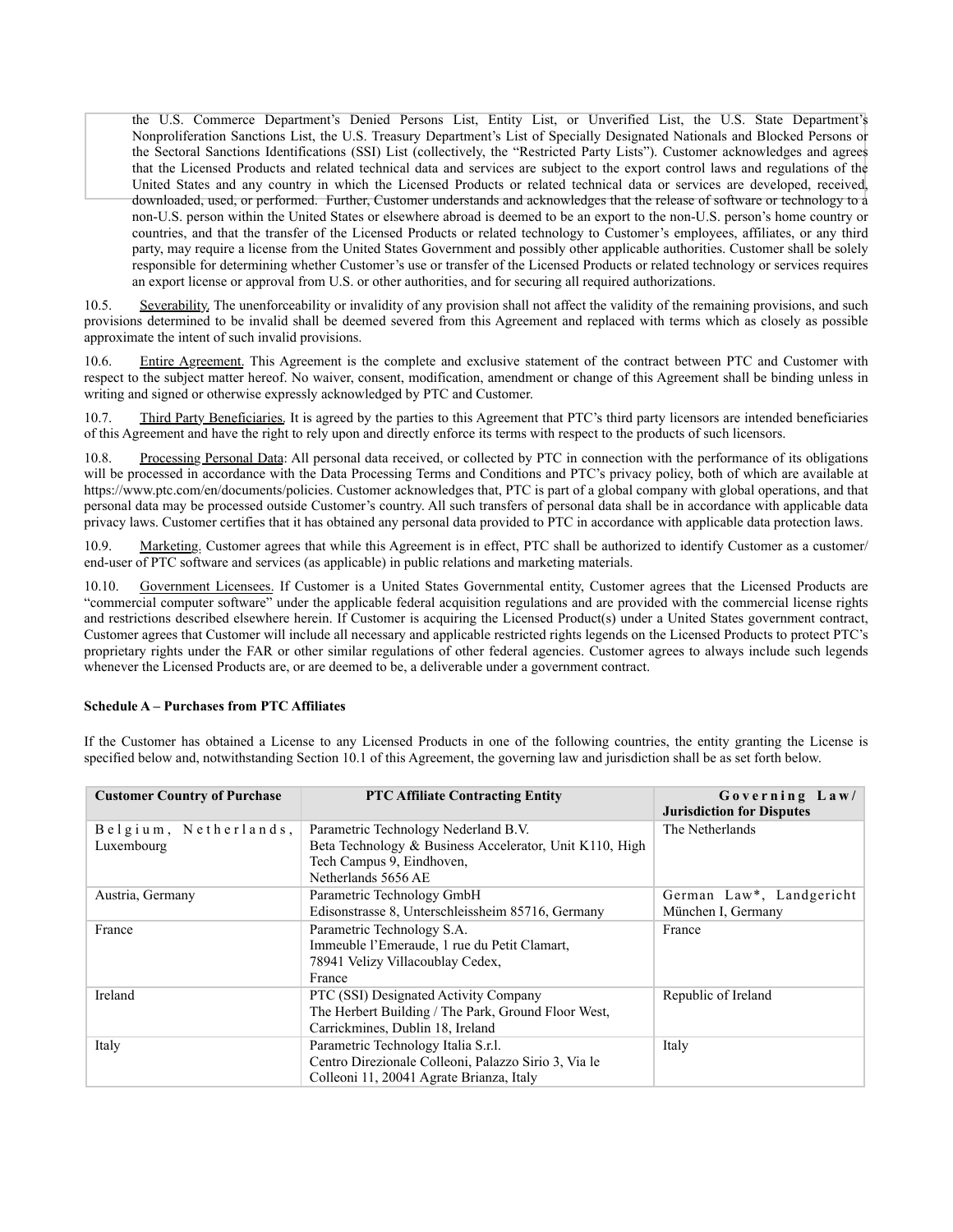the U.S. Commerce Department's Denied Persons List, Entity List, or Unverified List, the U.S. State Department's Nonproliferation Sanctions List, the U.S. Treasury Department's List of Specially Designated Nationals and Blocked Persons or the Sectoral Sanctions Identifications (SSI) List (collectively, the "Restricted Party Lists"). Customer acknowledges and agrees that the Licensed Products and related technical data and services are subject to the export control laws and regulations of the United States and any country in which the Licensed Products or related technical data or services are developed, received, downloaded, used, or performed. Further, Customer understands and acknowledges that the release of software or technology to a non-U.S. person within the United States or elsewhere abroad is deemed to be an export to the non-U.S. person's home country or countries, and that the transfer of the Licensed Products or related technology to Customer's employees, affiliates, or any third party, may require a license from the United States Government and possibly other applicable authorities. Customer shall be solely responsible for determining whether Customer's use or transfer of the Licensed Products or related technology or services requires an export license or approval from U.S. or other authorities, and for securing all required authorizations.

10.5. Severability. The unenforceability or invalidity of any provision shall not affect the validity of the remaining provisions, and such provisions determined to be invalid shall be deemed severed from this Agreement and replaced with terms which as closely as possible approximate the intent of such invalid provisions.

10.6. Entire Agreement. This Agreement is the complete and exclusive statement of the contract between PTC and Customer with respect to the subject matter hereof. No waiver, consent, modification, amendment or change of this Agreement shall be binding unless in writing and signed or otherwise expressly acknowledged by PTC and Customer.

10.7. Third Party Beneficiaries. It is agreed by the parties to this Agreement that PTC's third party licensors are intended beneficiaries of this Agreement and have the right to rely upon and directly enforce its terms with respect to the products of such licensors.

10.8. Processing Personal Data: All personal data received, or collected by PTC in connection with the performance of its obligations will be processed in accordance with the Data Processing Terms and Conditions and PTC's privacy policy, both of which are available at https://www.ptc.com/en/documents/policies. Customer acknowledges that, PTC is part of a global company with global operations, and that personal data may be processed outside Customer's country. All such transfers of personal data shall be in accordance with applicable data privacy laws. Customer certifies that it has obtained any personal data provided to PTC in accordance with applicable data protection laws.

10.9. Marketing. Customer agrees that while this Agreement is in effect, PTC shall be authorized to identify Customer as a customer/ end-user of PTC software and services (as applicable) in public relations and marketing materials.

10.10. Government Licensees. If Customer is a United States Governmental entity, Customer agrees that the Licensed Products are "commercial computer software" under the applicable federal acquisition regulations and are provided with the commercial license rights and restrictions described elsewhere herein. If Customer is acquiring the Licensed Product(s) under a United States government contract, Customer agrees that Customer will include all necessary and applicable restricted rights legends on the Licensed Products to protect PTC's proprietary rights under the FAR or other similar regulations of other federal agencies. Customer agrees to always include such legends whenever the Licensed Products are, or are deemed to be, a deliverable under a government contract.

**Schedule A – Purchases from PTC Affiliates**

If the Customer has obtained a License to any Licensed Products in one of the following countries, the entity granting the License is specified below and, notwithstanding Section 10.1 of this Agreement, the governing law and jurisdiction shall be as set forth below.

| Customer Country of Purchase | PTC Affiliate Contracting Entity | Governing Law/ Jurisdiction for Disputes |
|---|---|---|
| Belgium, Netherlands, Luxembourg | Parametric Technology Nederland B.V.<br>Beta Technology & Business Accelerator, Unit K110, High Tech Campus 9, Eindhoven,<br>Netherlands 5656 AE | The Netherlands |
| Austria, Germany | Parametric Technology GmbH<br>Edisonstrasse 8, Unterschleissheim 85716, Germany | German Law*, Landgericht München I, Germany |
| France | Parametric Technology S.A.<br>Immeuble l'Emeraude, 1 rue du Petit Clamart,<br>78941 Velizy Villacoublay Cedex,<br>France | France |
| Ireland | PTC (SSI) Designated Activity Company<br>The Herbert Building / The Park, Ground Floor West,<br>Carrickmines, Dublin 18, Ireland | Republic of Ireland |
| Italy | Parametric Technology Italia S.r.l.<br>Centro Direzionale Colleoni, Palazzo Sirio 3, Via le Colleoni 11, 20041 Agrate Brianza, Italy | Italy |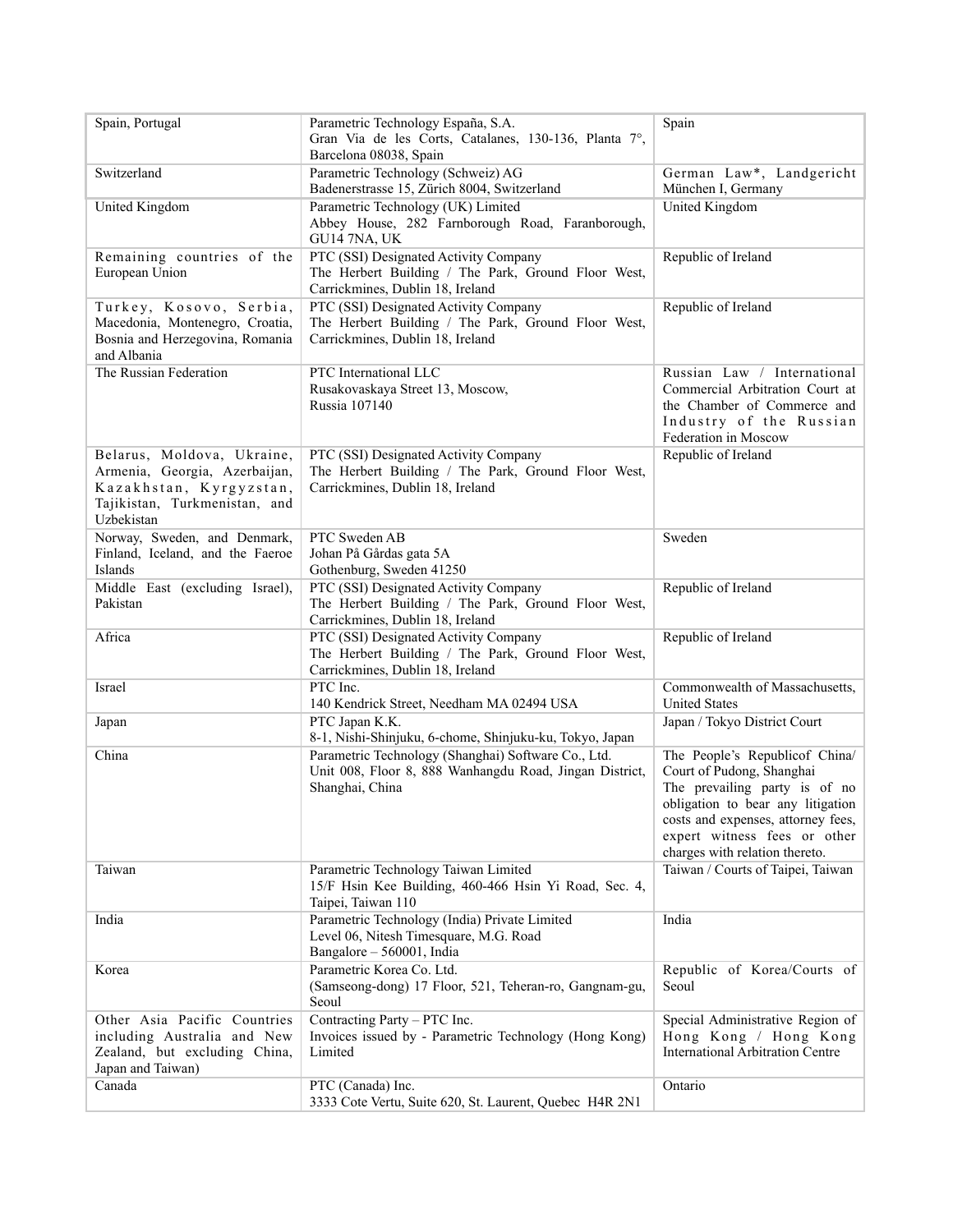| Spain, Portugal | Parametric Technology España, S.A.<br>Gran Via de les Corts, Catalanes, 130-136, Planta 7°, Barcelona 08038, Spain | Spain |
|---|---|---|
| Switzerland | Parametric Technology (Schweiz) AG<br>Badenerstrasse 15, Zürich 8004, Switzerland | German Law*, Landgericht München I, Germany |
| United Kingdom | Parametric Technology (UK) Limited<br>Abbey House, 282 Farnborough Road, Faranborough, GU14 7NA, UK | United Kingdom |
| Remaining countries of the European Union | PTC (SSI) Designated Activity Company<br>The Herbert Building / The Park, Ground Floor West, Carrickmines, Dublin 18, Ireland | Republic of Ireland |
| Turkey, Kosovo, Serbia, Macedonia, Montenegro, Croatia, Bosnia and Herzegovina, Romania and Albania | PTC (SSI) Designated Activity Company<br>The Herbert Building / The Park, Ground Floor West, Carrickmines, Dublin 18, Ireland | Republic of Ireland |
| The Russian Federation | PTC International LLC<br>Rusakovaskaya Street 13, Moscow,<br>Russia 107140 | Russian Law / International Commercial Arbitration Court at the Chamber of Commerce and Industry of the Russian Federation in Moscow |
| Belarus, Moldova, Ukraine, Armenia, Georgia, Azerbaijan, Kazakhstan, Kyrgyzstan, Tajikistan, Turkmenistan, and Uzbekistan | PTC (SSI) Designated Activity Company<br>The Herbert Building / The Park, Ground Floor West, Carrickmines, Dublin 18, Ireland | Republic of Ireland |
| Norway, Sweden, and Denmark, Finland, Iceland, and the Faeroe Islands | PTC Sweden AB<br>Johan På Gårdas gata 5A<br>Gothenburg, Sweden 41250 | Sweden |
| Middle East (excluding Israel), Pakistan | PTC (SSI) Designated Activity Company<br>The Herbert Building / The Park, Ground Floor West, Carrickmines, Dublin 18, Ireland | Republic of Ireland |
| Africa | PTC (SSI) Designated Activity Company<br>The Herbert Building / The Park, Ground Floor West, Carrickmines, Dublin 18, Ireland | Republic of Ireland |
| Israel | PTC Inc.<br>140 Kendrick Street, Needham MA 02494 USA | Commonwealth of Massachusetts, United States |
| Japan | PTC Japan K.K.<br>8-1, Nishi-Shinjuku, 6-chome, Shinjuku-ku, Tokyo, Japan | Japan / Tokyo District Court |
| China | Parametric Technology (Shanghai) Software Co., Ltd.<br>Unit 008, Floor 8, 888 Wanhangdu Road, Jingan District, Shanghai, China | The People's Republicof China/ Court of Pudong, Shanghai<br>The prevailing party is of no obligation to bear any litigation costs and expenses, attorney fees, expert witness fees or other charges with relation thereto. |
| Taiwan | Parametric Technology Taiwan Limited<br>15/F Hsin Kee Building, 460-466 Hsin Yi Road, Sec. 4, Taipei, Taiwan 110 | Taiwan / Courts of Taipei, Taiwan |
| India | Parametric Technology (India) Private Limited<br>Level 06, Nitesh Timesquare, M.G. Road<br>Bangalore – 560001, India | India |
| Korea | Parametric Korea Co. Ltd.<br>(Samseong-dong) 17 Floor, 521, Teheran-ro, Gangnam-gu, Seoul | Republic of Korea/Courts of Seoul |
| Other Asia Pacific Countries including Australia and New Zealand, but excluding China, Japan and Taiwan) | Contracting Party – PTC Inc.<br>Invoices issued by - Parametric Technology (Hong Kong) Limited | Special Administrative Region of Hong Kong / Hong Kong International Arbitration Centre |
| Canada | PTC (Canada) Inc.<br>3333 Cote Vertu, Suite 620, St. Laurent, Quebec H4R 2N1 | Ontario |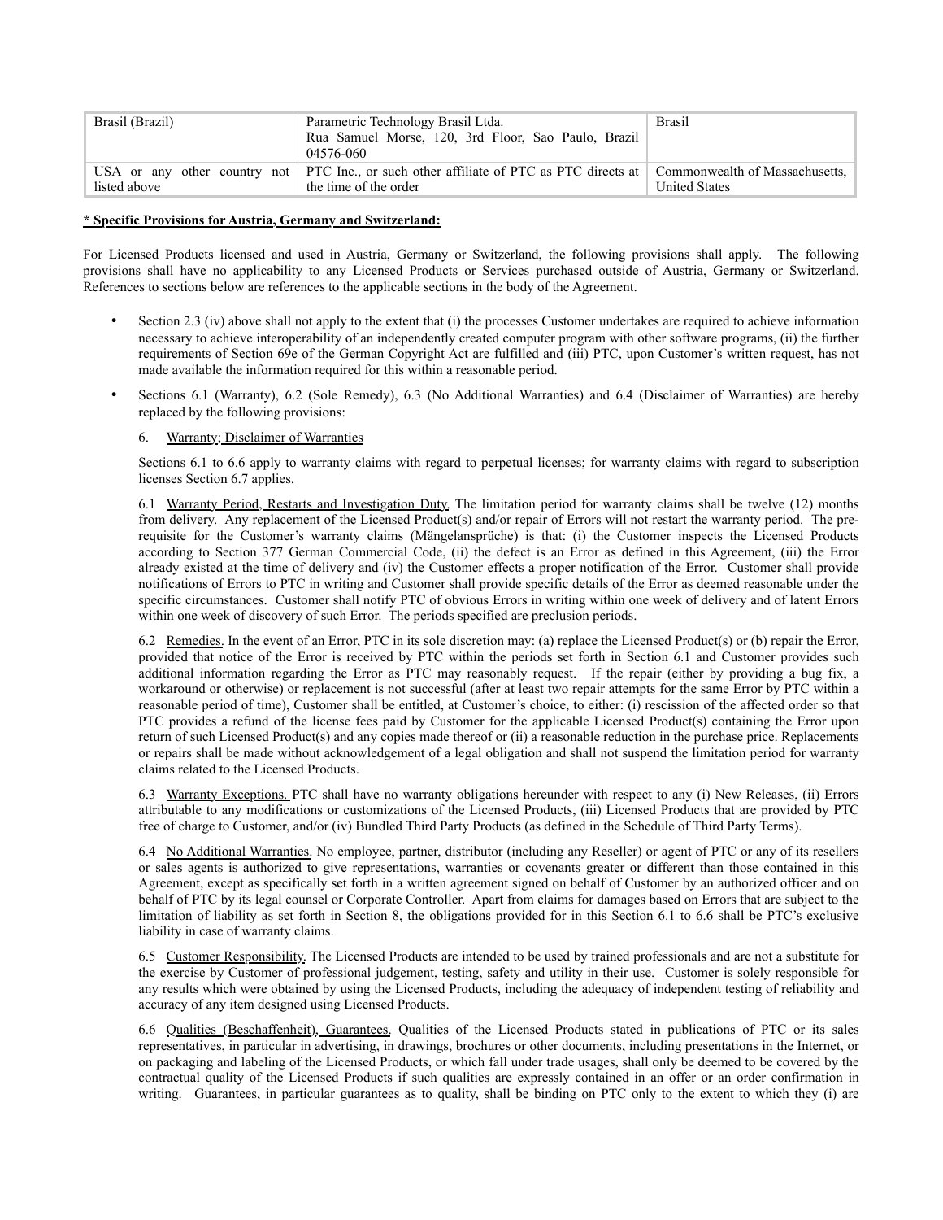| | | |
|---|---|---|
| Brasil (Brazil) | Parametric Technology Brasil Ltda.<br>Rua Samuel Morse, 120, 3rd Floor, Sao Paulo, Brazil 04576-060 | Brasil |
| USA or any other country not listed above | PTC Inc., or such other affiliate of PTC as PTC directs at the time of the order | Commonwealth of Massachusetts, United States |

**\* Specific Provisions for Austria, Germany and Switzerland:**

For Licensed Products licensed and used in Austria, Germany or Switzerland, the following provisions shall apply. The following provisions shall have no applicability to any Licensed Products or Services purchased outside of Austria, Germany or Switzerland. References to sections below are references to the applicable sections in the body of the Agreement.

- Section 2.3 (iv) above shall not apply to the extent that (i) the processes Customer undertakes are required to achieve information necessary to achieve interoperability of an independently created computer program with other software programs, (ii) the further requirements of Section 69e of the German Copyright Act are fulfilled and (iii) PTC, upon Customer's written request, has not made available the information required for this within a reasonable period.
- Sections 6.1 (Warranty), 6.2 (Sole Remedy), 6.3 (No Additional Warranties) and 6.4 (Disclaimer of Warranties) are hereby replaced by the following provisions:

  6. Warranty; Disclaimer of Warranties

  Sections 6.1 to 6.6 apply to warranty claims with regard to perpetual licenses; for warranty claims with regard to subscription licenses Section 6.7 applies.

  6.1 Warranty Period, Restarts and Investigation Duty. The limitation period for warranty claims shall be twelve (12) months from delivery. Any replacement of the Licensed Product(s) and/or repair of Errors will not restart the warranty period. The pre-requisite for the Customer's warranty claims (Mängelansprüche) is that: (i) the Customer inspects the Licensed Products according to Section 377 German Commercial Code, (ii) the defect is an Error as defined in this Agreement, (iii) the Error already existed at the time of delivery and (iv) the Customer effects a proper notification of the Error. Customer shall provide notifications of Errors to PTC in writing and Customer shall provide specific details of the Error as deemed reasonable under the specific circumstances. Customer shall notify PTC of obvious Errors in writing within one week of delivery and of latent Errors within one week of discovery of such Error. The periods specified are preclusion periods.

  6.2 Remedies. In the event of an Error, PTC in its sole discretion may: (a) replace the Licensed Product(s) or (b) repair the Error, provided that notice of the Error is received by PTC within the periods set forth in Section 6.1 and Customer provides such additional information regarding the Error as PTC may reasonably request. If the repair (either by providing a bug fix, a workaround or otherwise) or replacement is not successful (after at least two repair attempts for the same Error by PTC within a reasonable period of time), Customer shall be entitled, at Customer's choice, to either: (i) rescission of the affected order so that PTC provides a refund of the license fees paid by Customer for the applicable Licensed Product(s) containing the Error upon return of such Licensed Product(s) and any copies made thereof or (ii) a reasonable reduction in the purchase price. Replacements or repairs shall be made without acknowledgement of a legal obligation and shall not suspend the limitation period for warranty claims related to the Licensed Products.

  6.3 Warranty Exceptions. PTC shall have no warranty obligations hereunder with respect to any (i) New Releases, (ii) Errors attributable to any modifications or customizations of the Licensed Products, (iii) Licensed Products that are provided by PTC free of charge to Customer, and/or (iv) Bundled Third Party Products (as defined in the Schedule of Third Party Terms).

  6.4 No Additional Warranties. No employee, partner, distributor (including any Reseller) or agent of PTC or any of its resellers or sales agents is authorized to give representations, warranties or covenants greater or different than those contained in this Agreement, except as specifically set forth in a written agreement signed on behalf of Customer by an authorized officer and on behalf of PTC by its legal counsel or Corporate Controller. Apart from claims for damages based on Errors that are subject to the limitation of liability as set forth in Section 8, the obligations provided for in this Section 6.1 to 6.6 shall be PTC's exclusive liability in case of warranty claims.

  6.5 Customer Responsibility. The Licensed Products are intended to be used by trained professionals and are not a substitute for the exercise by Customer of professional judgement, testing, safety and utility in their use. Customer is solely responsible for any results which were obtained by using the Licensed Products, including the adequacy of independent testing of reliability and accuracy of any item designed using Licensed Products.

  6.6 Qualities (Beschaffenheit), Guarantees. Qualities of the Licensed Products stated in publications of PTC or its sales representatives, in particular in advertising, in drawings, brochures or other documents, including presentations in the Internet, or on packaging and labeling of the Licensed Products, or which fall under trade usages, shall only be deemed to be covered by the contractual quality of the Licensed Products if such qualities are expressly contained in an offer or an order confirmation in writing. Guarantees, in particular guarantees as to quality, shall be binding on PTC only to the extent to which they (i) are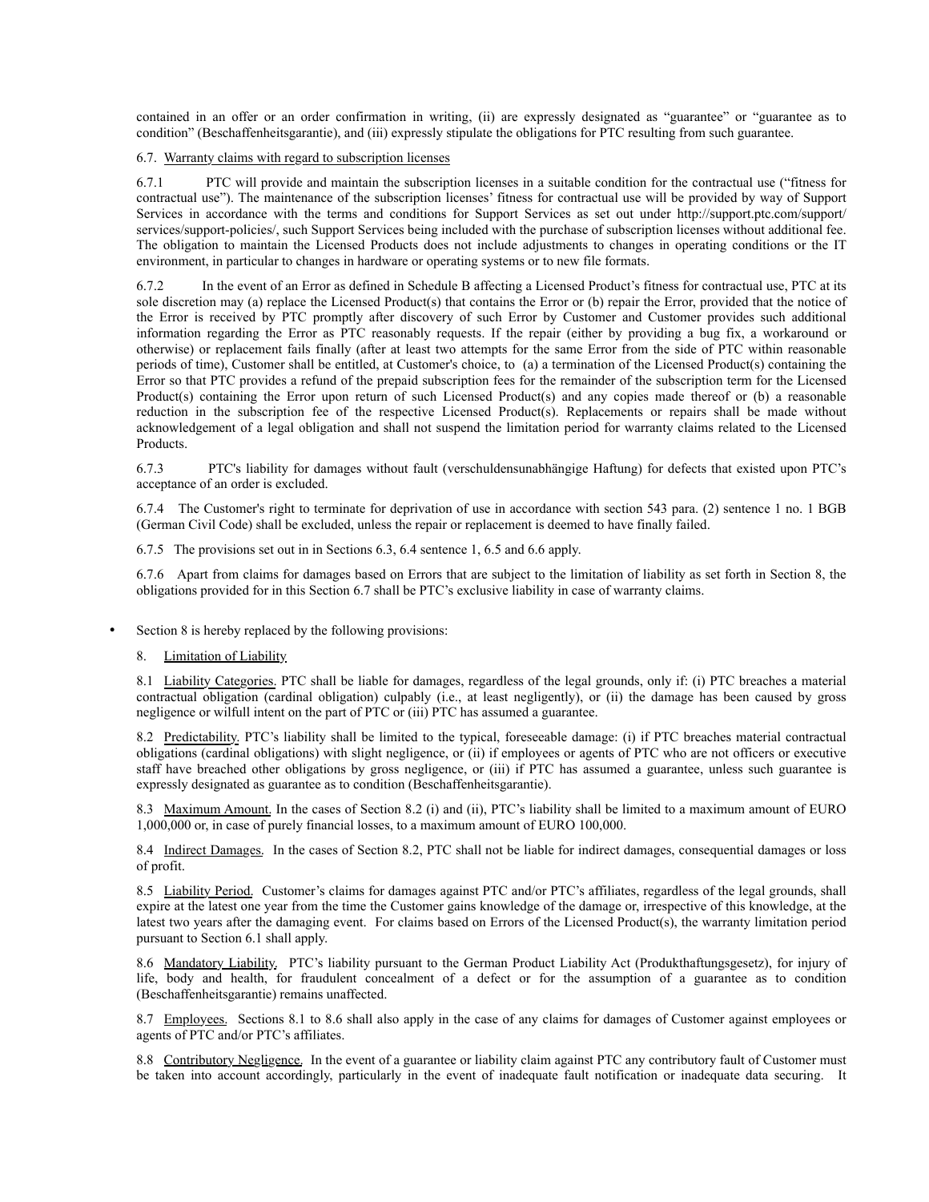contained in an offer or an order confirmation in writing, (ii) are expressly designated as "guarantee" or "guarantee as to condition" (Beschaffenheitsgarantie), and (iii) expressly stipulate the obligations for PTC resulting from such guarantee.

6.7. Warranty claims with regard to subscription licenses

6.7.1 PTC will provide and maintain the subscription licenses in a suitable condition for the contractual use ("fitness for contractual use"). The maintenance of the subscription licenses' fitness for contractual use will be provided by way of Support Services in accordance with the terms and conditions for Support Services as set out under http://support.ptc.com/support/services/support-policies/, such Support Services being included with the purchase of subscription licenses without additional fee. The obligation to maintain the Licensed Products does not include adjustments to changes in operating conditions or the IT environment, in particular to changes in hardware or operating systems or to new file formats.

6.7.2 In the event of an Error as defined in Schedule B affecting a Licensed Product's fitness for contractual use, PTC at its sole discretion may (a) replace the Licensed Product(s) that contains the Error or (b) repair the Error, provided that the notice of the Error is received by PTC promptly after discovery of such Error by Customer and Customer provides such additional information regarding the Error as PTC reasonably requests. If the repair (either by providing a bug fix, a workaround or otherwise) or replacement fails finally (after at least two attempts for the same Error from the side of PTC within reasonable periods of time), Customer shall be entitled, at Customer's choice, to (a) a termination of the Licensed Product(s) containing the Error so that PTC provides a refund of the prepaid subscription fees for the remainder of the subscription term for the Licensed Product(s) containing the Error upon return of such Licensed Product(s) and any copies made thereof or (b) a reasonable reduction in the subscription fee of the respective Licensed Product(s). Replacements or repairs shall be made without acknowledgement of a legal obligation and shall not suspend the limitation period for warranty claims related to the Licensed Products.

6.7.3 PTC's liability for damages without fault (verschuldensunabhängige Haftung) for defects that existed upon PTC's acceptance of an order is excluded.

6.7.4 The Customer's right to terminate for deprivation of use in accordance with section 543 para. (2) sentence 1 no. 1 BGB (German Civil Code) shall be excluded, unless the repair or replacement is deemed to have finally failed.

6.7.5 The provisions set out in in Sections 6.3, 6.4 sentence 1, 6.5 and 6.6 apply.

6.7.6 Apart from claims for damages based on Errors that are subject to the limitation of liability as set forth in Section 8, the obligations provided for in this Section 6.7 shall be PTC's exclusive liability in case of warranty claims.

- Section 8 is hereby replaced by the following provisions:

8. Limitation of Liability

8.1 Liability Categories. PTC shall be liable for damages, regardless of the legal grounds, only if: (i) PTC breaches a material contractual obligation (cardinal obligation) culpably (i.e., at least negligently), or (ii) the damage has been caused by gross negligence or wilfull intent on the part of PTC or (iii) PTC has assumed a guarantee.

8.2 Predictability. PTC's liability shall be limited to the typical, foreseeable damage: (i) if PTC breaches material contractual obligations (cardinal obligations) with slight negligence, or (ii) if employees or agents of PTC who are not officers or executive staff have breached other obligations by gross negligence, or (iii) if PTC has assumed a guarantee, unless such guarantee is expressly designated as guarantee as to condition (Beschaffenheitsgarantie).

8.3 Maximum Amount. In the cases of Section 8.2 (i) and (ii), PTC's liability shall be limited to a maximum amount of EURO 1,000,000 or, in case of purely financial losses, to a maximum amount of EURO 100,000.

8.4 Indirect Damages. In the cases of Section 8.2, PTC shall not be liable for indirect damages, consequential damages or loss of profit.

8.5 Liability Period. Customer's claims for damages against PTC and/or PTC's affiliates, regardless of the legal grounds, shall expire at the latest one year from the time the Customer gains knowledge of the damage or, irrespective of this knowledge, at the latest two years after the damaging event. For claims based on Errors of the Licensed Product(s), the warranty limitation period pursuant to Section 6.1 shall apply.

8.6 Mandatory Liability. PTC's liability pursuant to the German Product Liability Act (Produkthaftungsgesetz), for injury of life, body and health, for fraudulent concealment of a defect or for the assumption of a guarantee as to condition (Beschaffenheitsgarantie) remains unaffected.

8.7 Employees. Sections 8.1 to 8.6 shall also apply in the case of any claims for damages of Customer against employees or agents of PTC and/or PTC's affiliates.

8.8 Contributory Negligence. In the event of a guarantee or liability claim against PTC any contributory fault of Customer must be taken into account accordingly, particularly in the event of inadequate fault notification or inadequate data securing. It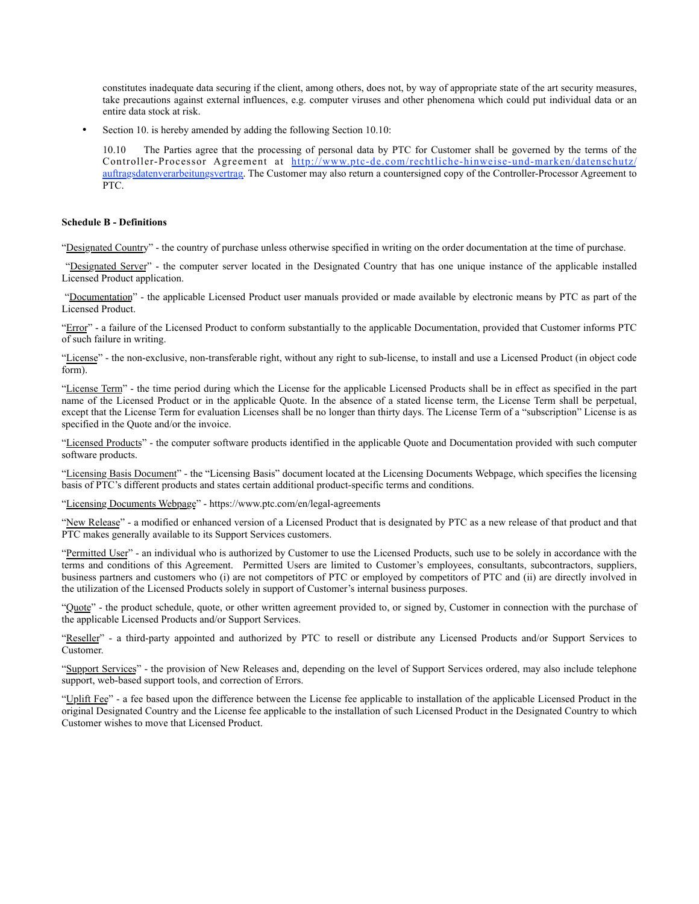constitutes inadequate data securing if the client, among others, does not, by way of appropriate state of the art security measures, take precautions against external influences, e.g. computer viruses and other phenomena which could put individual data or an entire data stock at risk.

- Section 10. is hereby amended by adding the following Section 10.10:

  10.10 The Parties agree that the processing of personal data by PTC for Customer shall be governed by the terms of the Controller-Processor Agreement at http://www.ptc-de.com/rechtliche-hinweise-und-marken/datenschutz/auftragsdatenverarbeitungsvertrag. The Customer may also return a countersigned copy of the Controller-Processor Agreement to PTC.

**Schedule B - Definitions**

"Designated Country" - the country of purchase unless otherwise specified in writing on the order documentation at the time of purchase.

"Designated Server" - the computer server located in the Designated Country that has one unique instance of the applicable installed Licensed Product application.

"Documentation" - the applicable Licensed Product user manuals provided or made available by electronic means by PTC as part of the Licensed Product.

"Error" - a failure of the Licensed Product to conform substantially to the applicable Documentation, provided that Customer informs PTC of such failure in writing.

"License" - the non-exclusive, non-transferable right, without any right to sub-license, to install and use a Licensed Product (in object code form).

"License Term" - the time period during which the License for the applicable Licensed Products shall be in effect as specified in the part name of the Licensed Product or in the applicable Quote. In the absence of a stated license term, the License Term shall be perpetual, except that the License Term for evaluation Licenses shall be no longer than thirty days. The License Term of a "subscription" License is as specified in the Quote and/or the invoice.

"Licensed Products" - the computer software products identified in the applicable Quote and Documentation provided with such computer software products.

"Licensing Basis Document" - the "Licensing Basis" document located at the Licensing Documents Webpage, which specifies the licensing basis of PTC's different products and states certain additional product-specific terms and conditions.

"Licensing Documents Webpage" - https://www.ptc.com/en/legal-agreements

"New Release" - a modified or enhanced version of a Licensed Product that is designated by PTC as a new release of that product and that PTC makes generally available to its Support Services customers.

"Permitted User" - an individual who is authorized by Customer to use the Licensed Products, such use to be solely in accordance with the terms and conditions of this Agreement. Permitted Users are limited to Customer's employees, consultants, subcontractors, suppliers, business partners and customers who (i) are not competitors of PTC or employed by competitors of PTC and (ii) are directly involved in the utilization of the Licensed Products solely in support of Customer's internal business purposes.

"Quote" - the product schedule, quote, or other written agreement provided to, or signed by, Customer in connection with the purchase of the applicable Licensed Products and/or Support Services.

"Reseller" - a third-party appointed and authorized by PTC to resell or distribute any Licensed Products and/or Support Services to Customer.

"Support Services" - the provision of New Releases and, depending on the level of Support Services ordered, may also include telephone support, web-based support tools, and correction of Errors.

"Uplift Fee" - a fee based upon the difference between the License fee applicable to installation of the applicable Licensed Product in the original Designated Country and the License fee applicable to the installation of such Licensed Product in the Designated Country to which Customer wishes to move that Licensed Product.